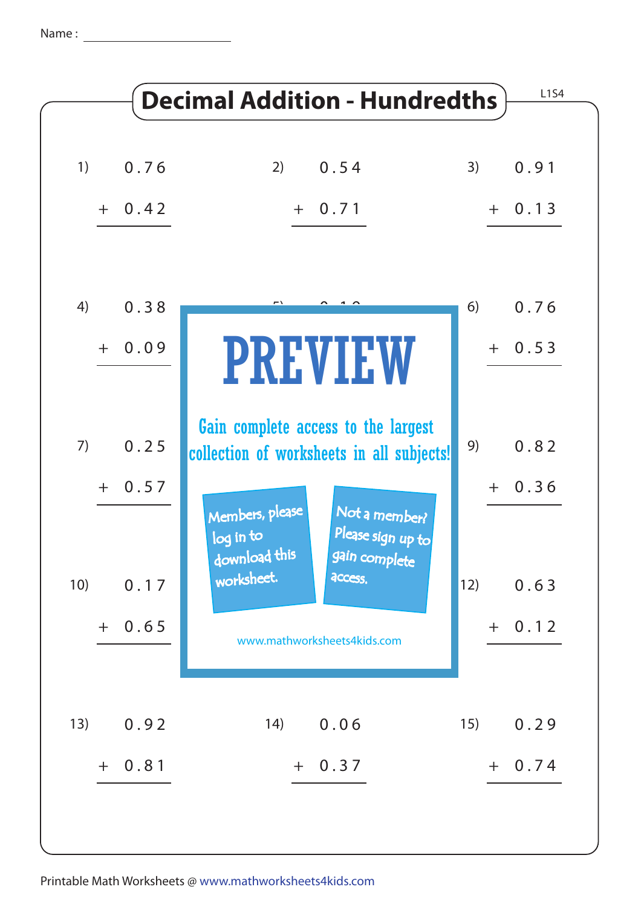Name : ______________________

# Decimal Addition - Hundredths

L1S4

1) $0.76 + 0.42$

2) $0.54 + 0.71$

3) $0.91 + 0.13$

4) $0.38 + 0.09$

5)

6) $0.76 + 0.53$

7) $0.25 + 0.57$

8)

9) $0.82 + 0.36$

10) $0.17 + 0.65$

11)

12) $0.63 + 0.12$

13) $0.92 + 0.81$

14) $0.06 + 0.37$

15) $0.29 + 0.74$

PREVIEW

Gain complete access to the largest collection of worksheets in all subjects!

Members, please log in to download this worksheet.

Not a member? Please sign up to gain complete access.

www.mathworksheets4kids.com

Printable Math Worksheets @ www.mathworksheets4kids.com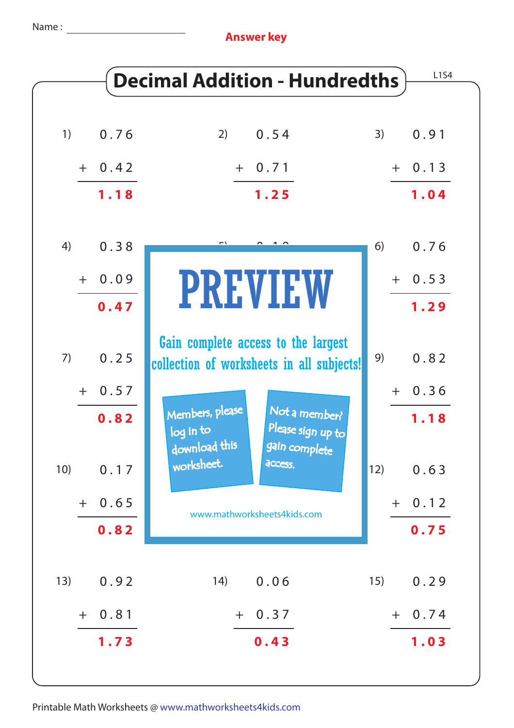Name : ____________________

**Answer key**

# Decimal Addition - Hundredths

L1S4

1) $0.76 + 0.42 = $ **1.18**

2) $0.54 + 0.71 = $ **1.25**

3) $0.91 + 0.13 = $ **1.04**

4) $0.38 + 0.09 = $ **0.47**

5)

6) $0.76 + 0.53 = $ **1.29**

7) $0.25 + 0.57 = $ **0.82**

8)

9) $0.82 + 0.36 = $ **1.18**

10) $0.17 + 0.65 = $ **0.82**

11)

12) $0.63 + 0.12 = $ **0.75**

13) $0.92 + 0.81 = $ **1.73**

14) $0.06 + 0.37 = $ **0.43**

15) $0.29 + 0.74 = $ **1.03**

PREVIEW

Gain complete access to the largest collection of worksheets in all subjects!

Members, please log in to download this worksheet.

Not a member? Please sign up to gain complete access.

www.mathworksheets4kids.com

Printable Math Worksheets @ www.mathworksheets4kids.com